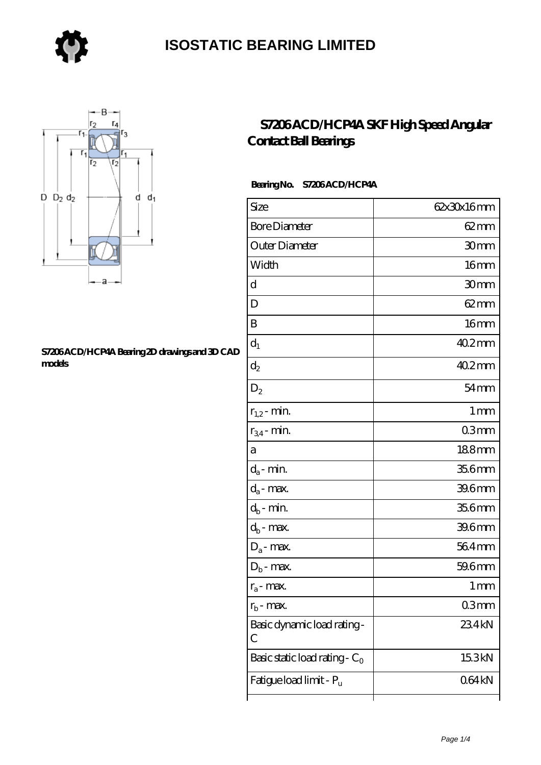# ISOSTATIC BEARING LIMITED

## S7206 ACD/HCP4A SKF High Speed Angular Contact Ball Bearings

S7206 ACD/HCP4A Bearing 2D drawings and 3D CAD models

**Bearing No.** S7206 ACD/HCP4A

| Size | 62x30x16 mm |
|---|---|
| Bore Diameter | 62 mm |
| Outer Diameter | 30 mm |
| Width | 16 mm |
| d | 30 mm |
| D | 62 mm |
| B | 16 mm |
| $d_1$ | 40.2 mm |
| $d_2$ | 40.2 mm |
| $D_2$ | 54 mm |
| $r_{1,2}$ - min. | 1 mm |
| $r_{3,4}$ - min. | 0.3 mm |
| a | 18.8 mm |
| $d_a$ - min. | 35.6 mm |
| $d_a$ - max. | 39.6 mm |
| $d_b$ - min. | 35.6 mm |
| $d_b$ - max. | 39.6 mm |
| $D_a$ - max. | 56.4 mm |
| $D_b$ - max. | 59.6 mm |
| $r_a$ - max. | 1 mm |
| $r_b$ - max. | 0.3 mm |
| Basic dynamic load rating - C | 23.4 kN |
| Basic static load rating - $C_0$ | 15.3 kN |
| Fatigue load limit - $P_u$ | 0.64 kN |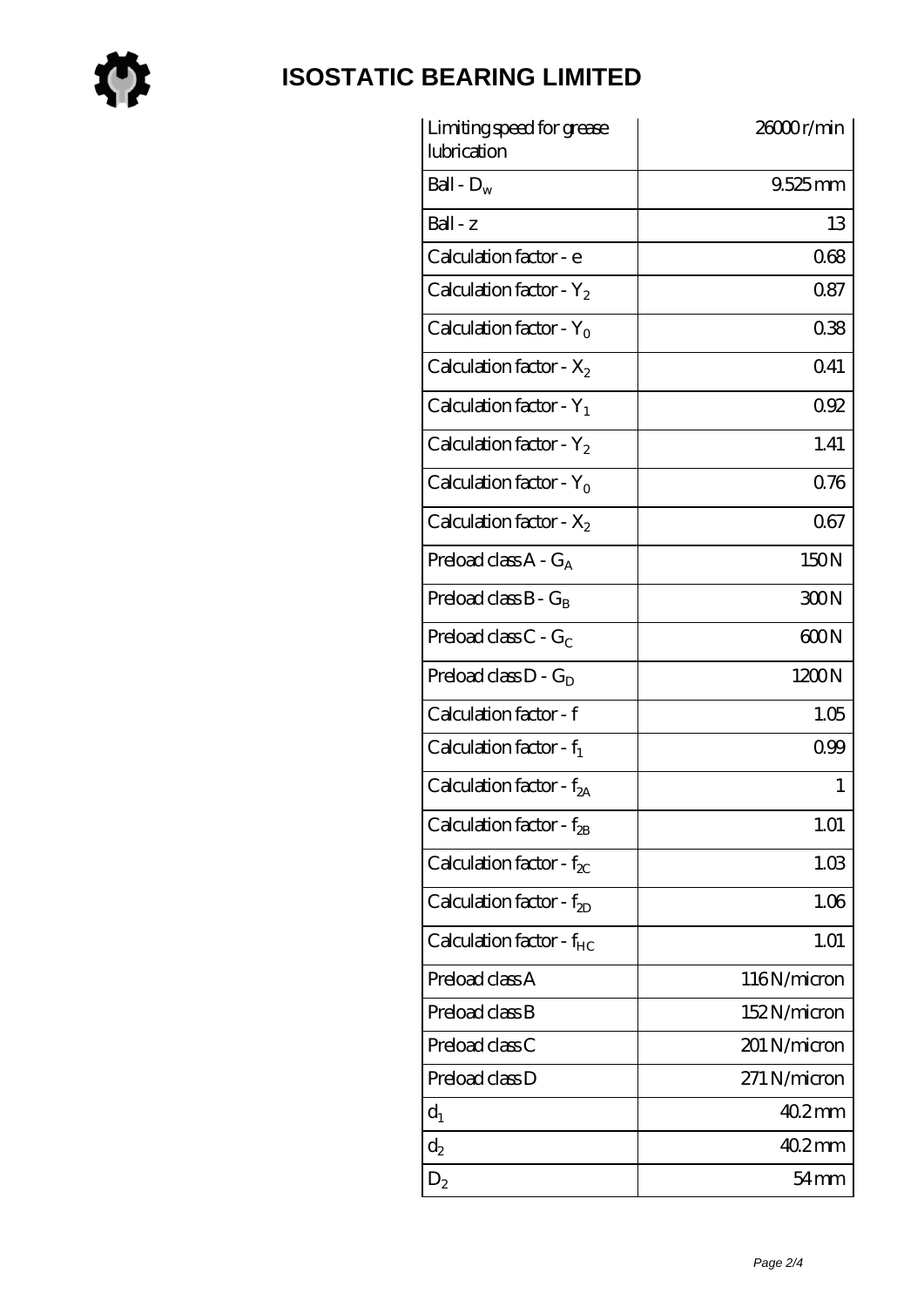# ISOSTATIC BEARING LIMITED

| | |
|---|---|
| Limiting speed for grease lubrication | 26000 r/min |
| Ball - $D_w$ | 9.525 mm |
| Ball - z | 13 |
| Calculation factor - e | 0.68 |
| Calculation factor - $Y_2$ | 0.87 |
| Calculation factor - $Y_0$ | 0.38 |
| Calculation factor - $X_2$ | 0.41 |
| Calculation factor - $Y_1$ | 0.92 |
| Calculation factor - $Y_2$ | 1.41 |
| Calculation factor - $Y_0$ | 0.76 |
| Calculation factor - $X_2$ | 0.67 |
| Preload class A - $G_A$ | 150 N |
| Preload class B - $G_B$ | 300 N |
| Preload class C - $G_C$ | 600 N |
| Preload class D - $G_D$ | 1200 N |
| Calculation factor - f | 1.05 |
| Calculation factor - $f_1$ | 0.99 |
| Calculation factor - $f_{2A}$ | 1 |
| Calculation factor - $f_{2B}$ | 1.01 |
| Calculation factor - $f_{2C}$ | 1.03 |
| Calculation factor - $f_{2D}$ | 1.06 |
| Calculation factor - $f_{HC}$ | 1.01 |
| Preload class A | 116 N/micron |
| Preload class B | 152 N/micron |
| Preload class C | 201 N/micron |
| Preload class D | 271 N/micron |
| $d_1$ | 40.2 mm |
| $d_2$ | 40.2 mm |
| $D_2$ | 54 mm |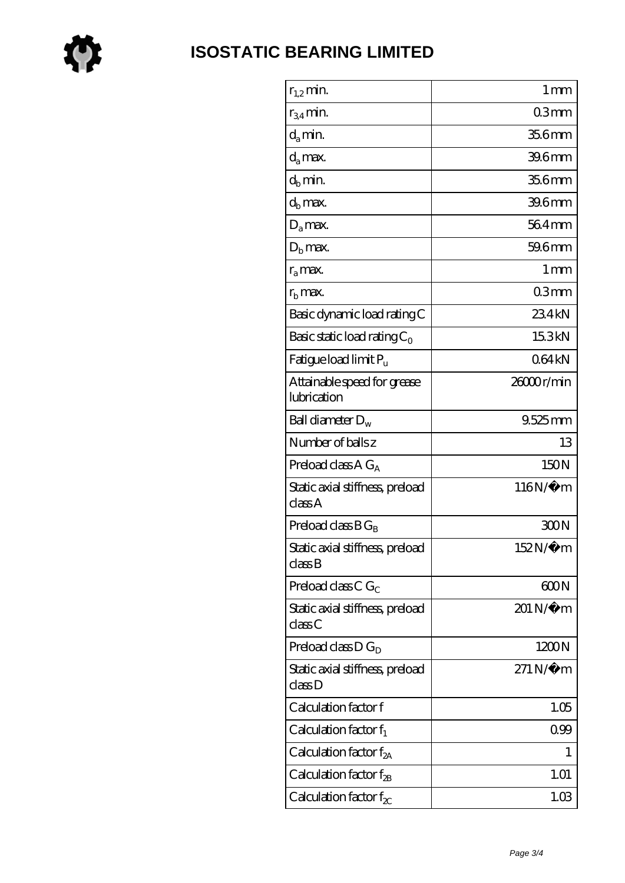# ISOSTATIC BEARING LIMITED

| | |
|---|---|
| $r_{1,2}$ min. | 1 mm |
| $r_{3,4}$ min. | 0.3 mm |
| $d_a$ min. | 35.6 mm |
| $d_a$ max. | 39.6 mm |
| $d_b$ min. | 35.6 mm |
| $d_b$ max. | 39.6 mm |
| $D_a$ max. | 56.4 mm |
| $D_b$ max. | 59.6 mm |
| $r_a$ max. | 1 mm |
| $r_b$ max. | 0.3 mm |
| Basic dynamic load rating C | 23.4 kN |
| Basic static load rating $C_0$ | 15.3 kN |
| Fatigue load limit $P_u$ | 0.64 kN |
| Attainable speed for grease lubrication | 26000 r/min |
| Ball diameter $D_w$ | 9.525 mm |
| Number of balls z | 13 |
| Preload class A $G_A$ | 150 N |
| Static axial stiffness, preload class A | 116 N/µm |
| Preload class B $G_B$ | 300 N |
| Static axial stiffness, preload class B | 152 N/µm |
| Preload class C $G_C$ | 600 N |
| Static axial stiffness, preload class C | 201 N/µm |
| Preload class D $G_D$ | 1200 N |
| Static axial stiffness, preload class D | 271 N/µm |
| Calculation factor f | 1.05 |
| Calculation factor $f_1$ | 0.99 |
| Calculation factor $f_{2A}$ | 1 |
| Calculation factor $f_{2B}$ | 1.01 |
| Calculation factor $f_{2C}$ | 1.03 |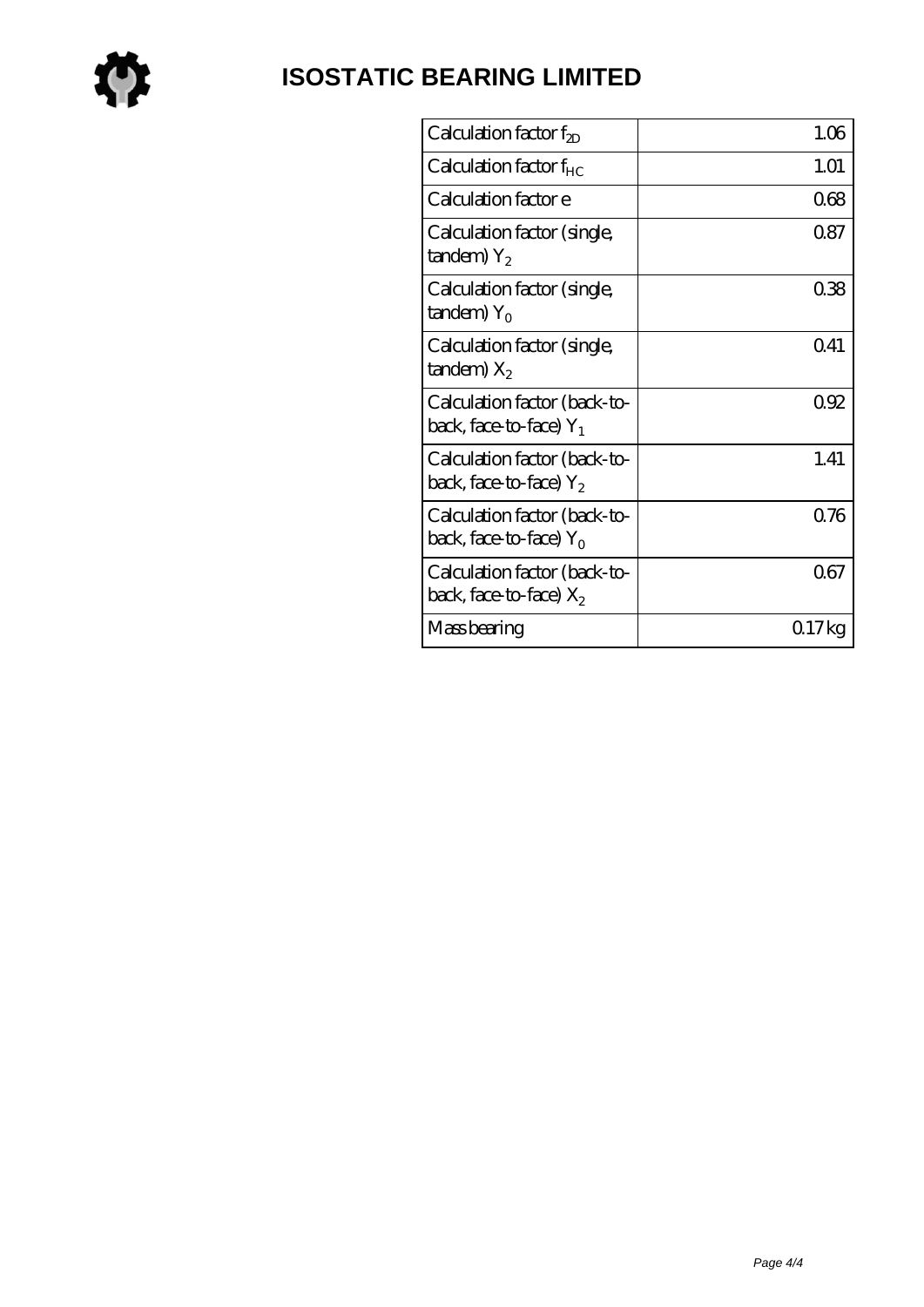| | |
|---|---|
| Calculation factor $f_{2D}$ | 1.06 |
| Calculation factor $f_{HC}$ | 1.01 |
| Calculation factor e | 0.68 |
| Calculation factor (single, tandem) $Y_2$ | 0.87 |
| Calculation factor (single, tandem) $Y_0$ | 0.38 |
| Calculation factor (single, tandem) $X_2$ | 0.41 |
| Calculation factor (back-to-back, face-to-face) $Y_1$ | 0.92 |
| Calculation factor (back-to-back, face-to-face) $Y_2$ | 1.41 |
| Calculation factor (back-to-back, face-to-face) $Y_0$ | 0.76 |
| Calculation factor (back-to-back, face-to-face) $X_2$ | 0.67 |
| Mass bearing | 0.17 kg |